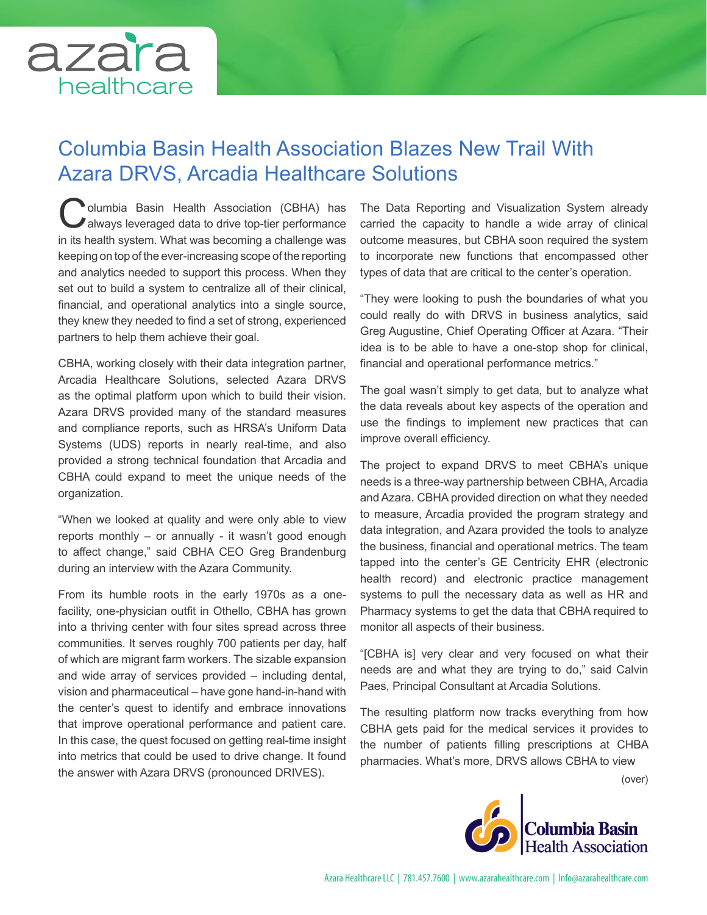# Columbia Basin Health Association Blazes New Trail With Azara DRVS, Arcadia Healthcare Solutions

Columbia Basin Health Association (CBHA) has always leveraged data to drive top-tier performance in its health system. What was becoming a challenge was keeping on top of the ever-increasing scope of the reporting and analytics needed to support this process. When they set out to build a system to centralize all of their clinical, financial, and operational analytics into a single source, they knew they needed to find a set of strong, experienced partners to help them achieve their goal.

CBHA, working closely with their data integration partner, Arcadia Healthcare Solutions, selected Azara DRVS as the optimal platform upon which to build their vision. Azara DRVS provided many of the standard measures and compliance reports, such as HRSA's Uniform Data Systems (UDS) reports in nearly real-time, and also provided a strong technical foundation that Arcadia and CBHA could expand to meet the unique needs of the organization.

"When we looked at quality and were only able to view reports monthly – or annually - it wasn't good enough to affect change," said CBHA CEO Greg Brandenburg during an interview with the Azara Community.

From its humble roots in the early 1970s as a one-facility, one-physician outfit in Othello, CBHA has grown into a thriving center with four sites spread across three communities. It serves roughly 700 patients per day, half of which are migrant farm workers. The sizable expansion and wide array of services provided – including dental, vision and pharmaceutical – have gone hand-in-hand with the center's quest to identify and embrace innovations that improve operational performance and patient care. In this case, the quest focused on getting real-time insight into metrics that could be used to drive change. It found the answer with Azara DRVS (pronounced DRIVES).

The Data Reporting and Visualization System already carried the capacity to handle a wide array of clinical outcome measures, but CBHA soon required the system to incorporate new functions that encompassed other types of data that are critical to the center's operation.

"They were looking to push the boundaries of what you could really do with DRVS in business analytics, said Greg Augustine, Chief Operating Officer at Azara. "Their idea is to be able to have a one-stop shop for clinical, financial and operational performance metrics."

The goal wasn't simply to get data, but to analyze what the data reveals about key aspects of the operation and use the findings to implement new practices that can improve overall efficiency.

The project to expand DRVS to meet CBHA's unique needs is a three-way partnership between CBHA, Arcadia and Azara. CBHA provided direction on what they needed to measure, Arcadia provided the program strategy and data integration, and Azara provided the tools to analyze the business, financial and operational metrics. The team tapped into the center's GE Centricity EHR (electronic health record) and electronic practice management systems to pull the necessary data as well as HR and Pharmacy systems to get the data that CBHA required to monitor all aspects of their business.

"[CBHA is] very clear and very focused on what their needs are and what they are trying to do," said Calvin Paes, Principal Consultant at Arcadia Solutions.

The resulting platform now tracks everything from how CBHA gets paid for the medical services it provides to the number of patients filling prescriptions at CHBA pharmacies. What's more, DRVS allows CBHA to view

(over)

Columbia Basin Health Association

Azara Healthcare LLC | 781.457.7600 | www.azarahealthcare.com | Info@azarahealthcare.com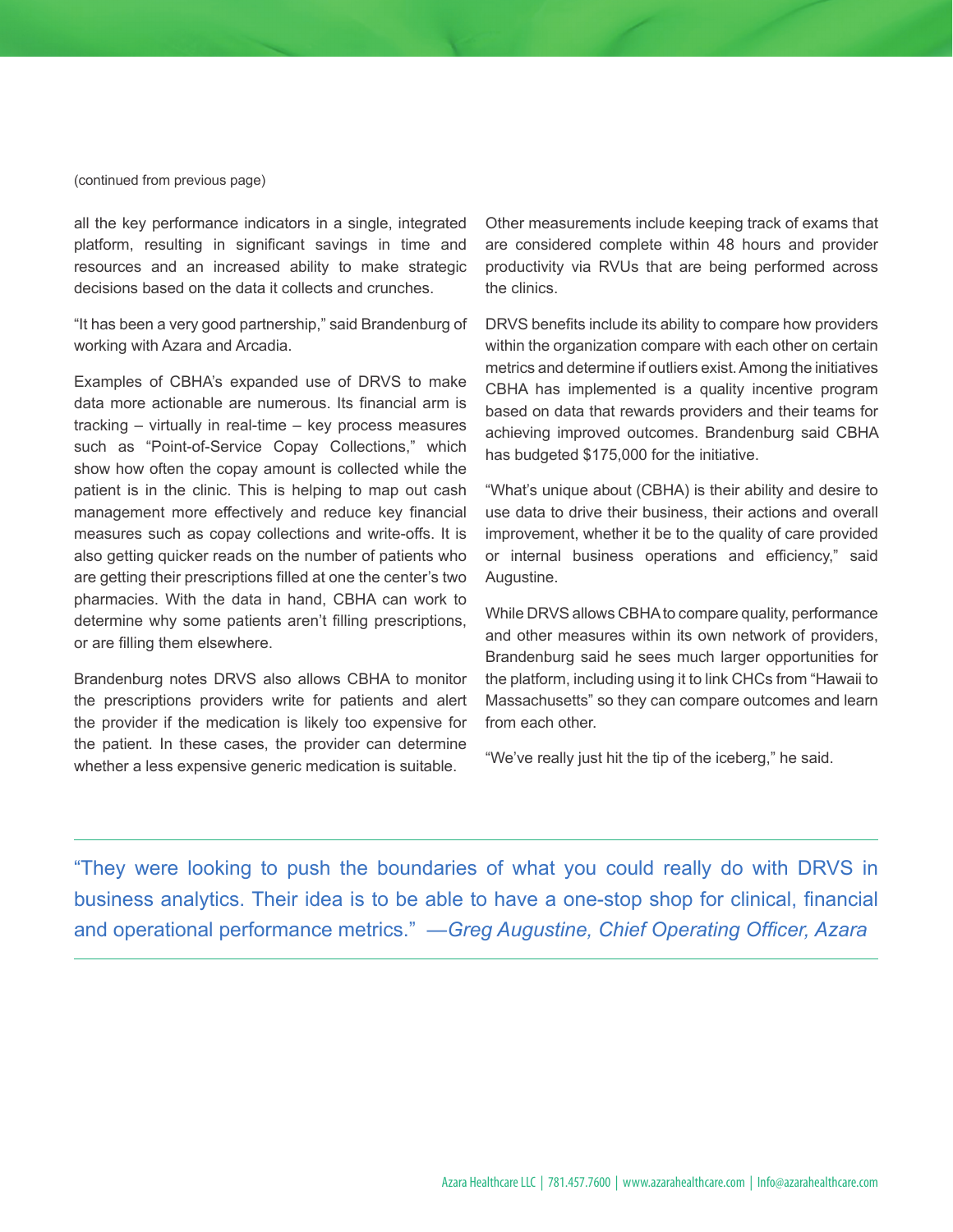(continued from previous page)

all the key performance indicators in a single, integrated platform, resulting in significant savings in time and resources and an increased ability to make strategic decisions based on the data it collects and crunches.

"It has been a very good partnership," said Brandenburg of working with Azara and Arcadia.

Examples of CBHA's expanded use of DRVS to make data more actionable are numerous. Its financial arm is tracking – virtually in real-time – key process measures such as "Point-of-Service Copay Collections," which show how often the copay amount is collected while the patient is in the clinic. This is helping to map out cash management more effectively and reduce key financial measures such as copay collections and write-offs. It is also getting quicker reads on the number of patients who are getting their prescriptions filled at one the center's two pharmacies. With the data in hand, CBHA can work to determine why some patients aren't filling prescriptions, or are filling them elsewhere.

Brandenburg notes DRVS also allows CBHA to monitor the prescriptions providers write for patients and alert the provider if the medication is likely too expensive for the patient. In these cases, the provider can determine whether a less expensive generic medication is suitable.

Other measurements include keeping track of exams that are considered complete within 48 hours and provider productivity via RVUs that are being performed across the clinics.

DRVS benefits include its ability to compare how providers within the organization compare with each other on certain metrics and determine if outliers exist. Among the initiatives CBHA has implemented is a quality incentive program based on data that rewards providers and their teams for achieving improved outcomes. Brandenburg said CBHA has budgeted $175,000 for the initiative.

"What's unique about (CBHA) is their ability and desire to use data to drive their business, their actions and overall improvement, whether it be to the quality of care provided or internal business operations and efficiency," said Augustine.

While DRVS allows CBHA to compare quality, performance and other measures within its own network of providers, Brandenburg said he sees much larger opportunities for the platform, including using it to link CHCs from "Hawaii to Massachusetts" so they can compare outcomes and learn from each other.

"We've really just hit the tip of the iceberg," he said.

---

"They were looking to push the boundaries of what you could really do with DRVS in business analytics. Their idea is to be able to have a one-stop shop for clinical, financial and operational performance metrics." *—Greg Augustine, Chief Operating Officer, Azara*

---

Azara Healthcare LLC | 781.457.7600 | www.azarahealthcare.com | Info@azarahealthcare.com